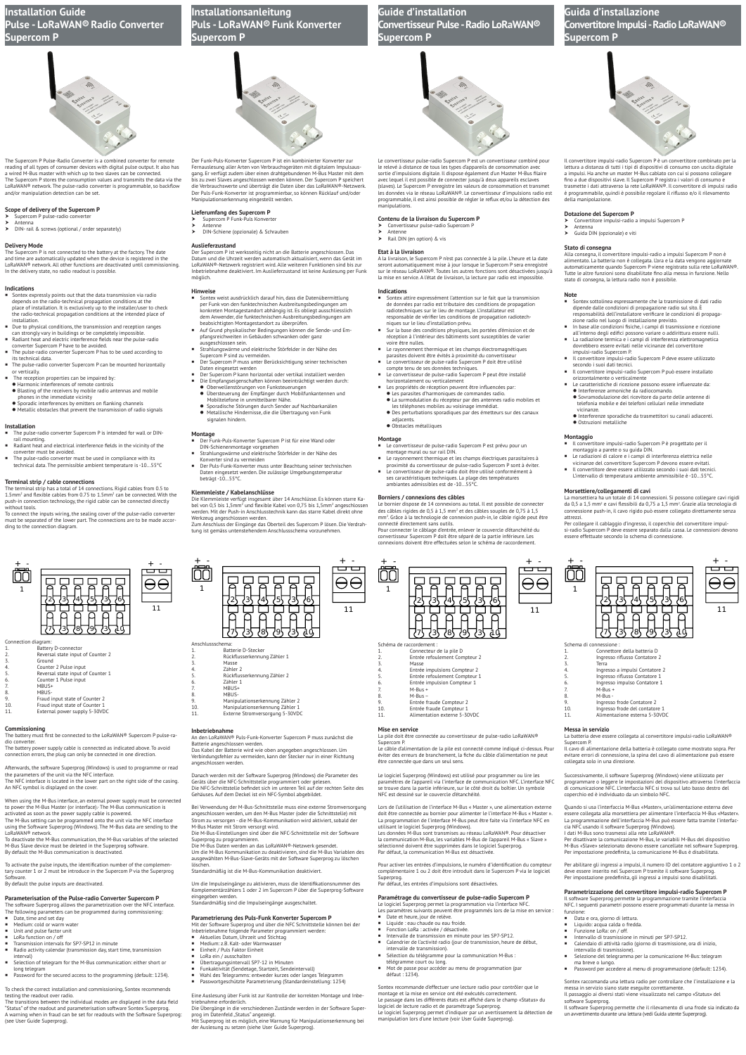# Installation Guide Pulse - LoRaWAN® Radio Converter Supercomp P

The Supercomp P Pulse-Radio Converter is a combined converter for remote reading of all types of consumer devices with digital pulse output. It also has a wired M-Bus master with which up to two slaves can be connected. The Supercomp P stores the consumption values and transmits the data via the LoRaWAN® network. The pulse-radio converter is programmable, so backflow and/or manipulation detection can be set.

### Scope of delivery of the Supercom P

- Supercom P pulse-radio converter
- Antenna
- DIN- rail & screws (optional / order separately)

### Delivery Mode

The Supercom P is not connected to the battery at the factory. The date and time are automatically updated when the device is registered in the LoRaWAN® network. All other functions are deactivated until commissioning. In the delivery state, no radio readout is possible.

### Indications

- Sontex expressly points out that the data transmission via radio depends on the radio-technical propagation conditions at the place of installation. It is exclusively up to the installer/user to check the radio-technical propagation conditions at the intended place of installation.
- Due to physical conditions, the transmission and reception ranges can strongly vary in buildings or be completely impossible.
- Radiant heat and electrical interference fields near the pulse-radio converter Supercom P have to be avoided.
- The pulse-radio converter Supercom P has to be used according to its technical data.
- The pulse-radio converter Supercom P can be mounted horizontally or vertically.
- The reception properties can be impaired by:
  - Harmonic interferences of remote controls
  - Blasting of the receivers by mobile radio antennas and mobile phones in the immediate vicinity
  - Sporadic interferences by emitters on flanking channels
  - Metallic obstacles that prevent the transmission of radio signals

### Installation

- The pulse-radio converter Supercom P is intended for wall or DIN-rail mounting.
- Radiant heat and electrical interference fields in the vicinity of the converter must be avoided.
- The pulse-radio converter must be used in compliance with its technical data. The permissible ambient temperature is -10...55°C

### Terminal strip / cable connections

The terminal strip has a total of 14 connections. Rigid cables from 0.5 to 1.5mm² and flexible cables from 0.75 to 1.5mm² can be connected. With the push-in connection technology, the rigid cable can be connected directly without tools.
To connect the inputs wiring, the sealing cover of the pulse-radio converter must be separated of the lower part. The connections are to be made according to the connection diagram.

+ -
1
2 3 4 5 3 6
7 3 8 9 3 10
+ -
11

Connection diagram:

1. Battery D-connector
2. Reversal state input of Counter 2
3. Ground
4. Counter 2 Pulse input
5. Reversal state input of Counter 1
6. Counter 1 Pulse input
7. MBUS+
8. MBUS-
9. Fraud input state of Counter 2
10. Fraud input state of Counter 1
11. External power supply 5-30VDC

### Commissioning

The battery must first be connected to the LoRaWAN® Supercom P pulse-radio converter.
The external power supply cable is connected as indicated above. To avoid connection errors, the plug can only be connected in one direction.

Afterwards, the software Superprog (Windows) is used to programme or read the parameters of the unit via the NFC interface.
The NFC interface is located in the lower part on the right side of the casing. An NFC symbol is displayed on the cover.

When using the M-Bus interface, an external power supply must be connected to power the M-Bus Master (or interface): The M-Bus communication is activated as soon as the power supply cable is powered.
The M-Bus setting can be programmed onto the unit via the NFC interface using the software Superprog (Windows). The M-Bus data are sending to the LoRaWAN® network.
To deactivate the M-Bus communication, the M-Bus variables of the selected M-Bus Slave device must be deleted in the Superprog software.
By default the M-Bus communication is deactivated.

To activate the pulse inputs, the identification number of the complementary counter 1 or 2 must be introduce in the Supercom P via the Superprog Software.
By default the pulse inputs are deactivated.

### Parameterisation of the Pulse-radio Converter Supercom P

The software Superprog allows the parametrization over the NFC interface. The following parameters can be programmed during commissioning:

- Date, time and set day
- Medium: cold or warm water
- Unit and pulse factor unit
- LoRa function on / off
- Transmission intervals for SP7-SP12 in minute
- Radio activity calendar (transmission day, start time, transmission interval)
- Selection of telegram for the M-Bus communication: either short or long telegram
- Password for the secured access to the programming (default: 1234).

To check the correct installation and commissioning, Sontex recommends testing the readout over radio.
The transitions between the individual modes are displayed in the data field "Status" of the readout and parameterisation software Sontex Superprog.
A warning when in fraud can be set for readouts with the Software Superprog: (see User Guide Superprog).

# Installationsanleitung Puls - LoRaWAN® Funk Konverter Supercom P

Der Funk-Puls-Konverter Supercom P ist ein kombinierter Konverter zur Fernauslesung aller Arten von Verbrauchsgeräten mit digitalem Impulsausgang. Er verfügt zudem über einen drahtgebundenen M-Bus Master mit dem bis zu zwei Slaves angeschlossen werden können. Der Supercom P speichert die Verbrauchswerte und überträgt die Daten über das LoRaWAN®-Netzwerk. Der Puls-Funk-Konverter ist programmierbar, so können Rücklauf und/oder Manipulationserkennung eingestellt werden.

### Lieferumfang des Supercom P

- Supercom P Funk-Puls Konverter
- Antenne
- DIN-Schiene (opzionale) & Schrauben

### Auslieferzustand

Der Supercom P ist werksseitig nicht an die Batterie angeschlossen. Das Datum und die Uhrzeit werden automatisch aktualisiert, wenn das Gerät im LoRaWAN®-Netzwerk registriert wird. Alle weiteren Funktionen sind bis zur Inbetriebnahme deaktiviert. Im Auslieferzustand ist keine Auslesung per Funk möglich.

### Hinweise

- Sontex weist ausdrücklich darauf hin, dass die Datenübermittlung per Funk von den funktechnischen Ausbreitungsbedingungen am konkreten Montagestandort abhängig ist. Es obliegt ausschliesslich dem Anwender, die funktechnischen Ausbreitungsbedingungen am beabsichtigten Montagestandort zu überprüfen.
- Auf Grund physikalischer Bedingungen können die Sende- und Empfangsreichweiten in Gebäuden schwanken oder ganz ausgeschlossen sein.
- Strahlungswärme und elektrische Störfelder in der Nähe des Supercom P sind zu vermeiden.
- Der Supercom P muss unter Berücksichtigung seiner technischen Daten eingesetzt werden
- Der Supercom P kann horizontal oder vertikal installiert werden
- Die Empfangseigenschaften können beeinträchtigt werden durch:
  - Oberwellenstörungen von Funksteuerungen
  - Übersteuerung der Empfänger durch Mobilfunkantennen und Mobiltelefone in unmittelbarer Nähe.
  - Sporadische Störungen durch Sender auf Nachbarkanälen
  - Metallische Hindernisse, die die Übertragung von Funk signalen hindern.

### Montage

- Der Funk-Puls-Konverter Supercom P ist für eine Wand oder DIN-Schienenmontage vorgesehen
- Strahlungswärme und elektrische Störfelder in der Nähe des Konverter sind zu vermeiden
- Der Puls-Funk-Konverter muss unter Beachtung seiner technischen Daten eingesetzt werden. Die zulässige Umgebungstemperatur beträgt -10...55°C.

### Klemmleiste / Kabelanschlüsse

Die Klemmleiste verfügt insgesamt über 14 Anschlüsse. Es können starre Kabel von 0,5 bis 1,5mm² und flexible Kabel von 0,75 bis 1,5mm² angeschlossen werden. Mit der Push-in Anschlusstechnik kann das starre Kabel direkt ohne Werkzeug angeschlossen werden.
Zum Anschluss der Eingänge das Oberteil des Supercom P lösen. Die Verdrahtung ist gemäss untenstehendem Anschlussschema vorzunehmen.

+ -
1
2 3 4 5 3 6
7 3 8 9 3 10
+ -
11

Anschlussschema:

1. Batterie D-Stecker
2. Rückflusserkennung Zähler 1
3. Masse
4. Zähler 2
5. Rückflusserkennung Zähler 2
6. Zähler 1
7. MBUS+
8. MBUS-
9. Manipulationserkennung Zähler 2
10. Manipulationserkennung Zähler 1
11. Externe Stromversorgung 5-30VDC

### Inbetriebnahme

An den LoRaWAN® Puls-Funk-Konverter Supercom P muss zunächst die Batterie angeschlossen werden.
Das Kabel der Batterie wird wie oben angegeben angeschlossen. Um Verbindungsfehler zu vermeiden, kann der Stecker nur in einer Richtung angeschlossen werden.

Danach werden mit der Software Superprog (Windows) die Parameter des Geräts über die NFC-Schnittstelle programmiert oder gelesen.
Die NFC-Schnittstelle befindet sich im unteren Teil auf der rechten Seite des Gehäuses. Auf dem Deckel ist ein NFC-Symbol abgebildet.

Bei Verwendung der M-Bus-Schnittstelle muss eine externe Stromversorgung angeschlossen werden, um den M-Bus Master (oder die Schnittstelle) mit Strom zu versorgen - die M-Bus-Kommunikation wird aktiviert, sobald der M-Bus Master mit Strom versorgt wird.
Die M-Bus-Einstellungen sind über die NFC-Schnittstelle mit der Software Superprog zu programmieren.
Die M-Bus Daten werden an das LoRaWAN®-Netzwerk gesendet.
Um die M-Bus Kommunikation zu deaktivieren, sind die M-Bus Variablen des ausgewählten M-Bus-Slave-Geräts mit der Software Superprog zu löschen.
Standardmäßig ist die M-Bus-Kommunikation deaktiviert.

Um die Impulseingänge zu aktivieren, muss die Identifikationsnummer des Komplementärzählers 1 oder 2 im Supercom P über die Superprog-Software eingegeben werden.
Standardmäßig sind die Impulseingänge ausgeschaltet.

### Parametrierung des Puls-Funk Konverter Supercom P

Mit der Software Superprog und über die NFC Schnittstelle können bei der Inbetriebnahme folgende Parameter programmiert werden:

- Aktuelles Datum, Uhrzeit und Stichtag
- Medium: z.B. Kalt- oder Warmwasser
- Einheit / Puls Faktor Einheit
- LoRa ein / ausschalten
- Übertragungsintervall SP7-12 in Minuten
- Funkaktivität (Sendetage, Startzeit, Sendeintervall)
- Wahl des Telegramms: entweder kurzes oder langes Telegramm
- Passwortgeschützte Parametrierung (Standardeinstellung: 1234)

Eine Auslesung über Funk ist zur Kontrolle der korrekten Montage und Inbetriebnahme erforderlich.
Die Übergänge in die verschiedenen Zustände werden in der Software Superprog im Datenfeld „Status" angezeigt.
Mit Superprog ist es möglich, eine Warnung für Manipulationserkennung bei der Auslesung zu setzen (siehe User Guide Superprog).

# Guide d'installation Convertisseur Pulse - Radio LoRaWAN® Supercom P

Le convertisseur pulse-radio Supercom P est un convertisseur combiné pour le relevé à distance de tous les types d'appareils de consommation avec sortie d'impulsions digitale. Il dispose également d'un Master M-Bus filaire avec lequel il est possible de connecter jusqu'à deux appareils esclaves (slaves). Le Supercom P enregistre les valeurs de consommation et transmet les données via le réseau LoRaWAN®. Le convertisseur d'impulsions radio est programmable, il est ainsi possible de régler le reflux et/ou la détection des manipulations.

### Contenu de la livraison du Supercom P

- Convertisseur pulse-radio Supercom P
- Antenne
- Rail DIN (en option) & vis

### Etat à la livraison

A la livraison, le Supercom P n'est pas connectée à la pile. L'heure et la date seront automatiquement mise à jour lorsque le Supercom P sera enregistré sur le réseau LoRaWAN®. Toutes les autres fonctions sont désactivées jusqu'à la mise en service. A l'état de livraison, la lecture par radio est impossible.

### Indications

- Sontex attire expressément l'attention sur le fait que la transmission de données par radio est tributaire des conditions de propagation radiotechniques sur le lieu de montage. L'installateur est responsable de vérifier les conditions de propagation radiotechniques sur le lieu d'installation prévu.
- Sur la base des conditions physiques, les portées d'émission et de réception à l'intérieur des bâtiments sont susceptibles de varier voire être nulles.
- Le rayonnement thermique et les champs électromagnétiques parasites doivent être évités à proximité du convertisseur
- Le convertisseur de pulse-radio Supercom P doit être utilisé compte tenu de ses données techniques.
- Le convertisseur de pulse-radio Supercom P peut être installé horizontalement ou verticalement
- Les propriétés de réception peuvent être influencées par:
  - Les parasites d'harmoniques de commandes radio.
  - La surmodulation du récepteur par des antennes radio mobiles et les téléphones mobiles au voisinage immédiat.
  - Des perturbations sporadiques par des émetteurs sur des canaux adjacents.
  - Obstacles métalliques

### Montage

- Le convertisseur de pulse-radio Supercom P est prévu pour un montage mural ou sur rail DIN.
- Le rayonnement thermique et les champs électriques parasitaires à proximité du convertisseur de pulse-radio Supercom P sont à éviter.
- Le convertisseur de pulse-radio doit être utilisé conformément à ses caractéristiques techniques. La plage des températures ambiantes admissibles est de -10...55°C.

### Borniers / connexions des câbles

Le bornier dispose de 14 connexions au total. Il est possible de connecter des câbles rigides de 0,5 à 1,5 mm² et des câbles souples de 0,75 à 1,5 mm². Grâce à la technologie de connexion push-in, le câble rigide peut être connecté directement sans outils.
Pour connecter le câblage d'entrée, enlever le couvercle d'étanchéité du convertisseur Supercom P doit être séparé de la partie inférieure. Les connexions doivent être effectuées selon le schéma de raccordement.

+ -
1
2 3 4 5 3 6
7 3 8 9 3 10
+ -
11

Schéma de raccordement :

1. Connecteur de la pile D
2. Entrée refoulement Compteur 2
3. Masse
4. Entrée impulsions Compteur 2
5. Entrée refoulement Compteur 1
6. Entrée impulsion Compteur 1
7. M-Bus +
8. M-Bus –
9. Entrée fraude Compteur 2
10. Entrée fraude Compteur 1
11. Alimentation externe 5-30VDC

### Mise en service

La pile doit être connectée au convertisseur de pulse-radio LoRaWAN® Supercom P.
Le câble d'alimentation de la pile est connecté comme indiqué ci-dessus. Pour éviter des erreurs de branchement, la fiche du câble d'alimentation ne peut être connectée que dans un seul sens.

Le logiciel Superprog (Windows) est utilisé pour programmer ou lire les paramètres de l'appareil via l'interface de communication NFC. L'interface NFC se trouve dans la partie inférieure, sur le côté droit du boîtier. Un symbole NFC est dessiné sur le couvercle détachable.

Lors de l'utilisation de l'interface M-Bus « Master », une alimentation externe doit être connectée au bornier pour alimenter le l'interface M-Bus « Master ». La programmation de l'interface M-Bus peut être faite via l'interface NFC en utilisant le logiciel Superprog (Windows).
Les données M-Bus sont transmises au réseau LoRaWAN®. Pour désactiver la communication M-Bus, les variables M-Bus de l'appareil M-Bus « Slave » sélectionné doivent être supprimées dans le logiciel Superprog.
Par défaut, la communication M-Bus est désactivée.

Pour activer les entrées d'impulsions, le numéro d'identification du compteur complémentaire 1 ou 2 doit être introduit dans le Supercom P via le logiciel Superprog.
Par défaut, les entrées d'impulsions sont désactivées.

### Paramétrage du convertisseur de pulse-radio Supercom P

Le logiciel Superprog permet la programmation via l'interface NFC.
Les paramètres suivants peuvent être programmés lors de la mise en service :

- Date et heure, jour de relève.
- Liquide : eau chaude ou eau froide.
- Fonction LoRa : activée / désactivée.
- Intervalle de transmission en minute pour les SP7-SP12.
- Calendrier de l'activité radio (jour de transmission, heure de début, intervalle de transmission).
- Sélection du télégramme pour la communication M-Bus : télégramme court ou long.
- Mot de passe pour accéder au menu de programmation (par défaut : 1234).

Sontex recommande d'effectuer une lecture radio pour contrôler que le montage et la mise en service ont été exécutés correctement.
Le passage dans les différents états est affiché dans le champ «Status» du logiciel de lecture radio et de paramétrage Superprog.
Le logiciel Superprog permet d'indiquer par un avertissement la détection de manipulation lors d'une lecture (voir User Guide Superprog).

# Guida d'installazione Convertitore Impulsi - Radio LoRaWAN® Supercom P

Il convertitore impulsi-radio Supercom P è un convertitore combinato per la lettura a distanza di tutti i tipi di dispositivi di consumo con uscita digitale a impulsi. Ha anche un master M-Bus cablato con cui si possono collegare fino a due dispositivi slave. Il Supercom P registra i valori di consumo e trasmette i dati attraverso la rete LoRaWAN®. Il convertitore di impulsi radio è programmabile, quindi è possibile regolare il riflusso e/o il rilevamento della manipolazione.

### Dotazione del Supercom P

- Convertitore impulsi-radio a impulsi Supercom P
- Antenna
- Guida DIN (opzionale) e viti

### Stato di consegna

Alla consegna, il convertitore impulsi-radio a impulsi Supercom P non è alimentato. La batteria non è collegata. L'ora e la data vengono aggiornate automaticamente quando Supercom P viene registrato sulla rete LoRaWAN®. Tutte le altre funzioni sono disabilitate fino alla messa in funzione. Nello stato di consegna, la lettura radio non è possibile.

### Note

- Sontex sottolinea espressamente che la trasmissione di dati radio dipende dalle condizioni di propagazione radio sul sito. È responsabilità dell'installatore verificare le condizioni di propagazione radio nel luogo di installazione previsto.
- In base alle condizioni fisiche, i campi di trasmissione e ricezione all'interno degli edifici possono variare o addirittura essere nulli.
- La radiazione termica e i campi di interferenza elettromagnetica dovrebbero essere evitati nelle vicinanze del convertitore impulsi-radio Supercom P
- Il convertitore impulsi-radio Supercom P deve essere utilizzato secondo i suoi dati tecnici.
- Il convertitore impulsi-radio Supercom P può essere installato orizzontalmente o verticalmente
- Le caratteristiche di ricezione possono essere influenzate da:
  - Interferenze armoniche da radiocomando.
  - Sovramodulazione del ricevitore da parte delle antenne di telefonia mobile e dei telefoni cellulari nelle immediate vicinanze.
  - Interferenze sporadiche da trasmettitori su canali adiacenti.
  - Ostruzioni metalliche

### Montaggio

- Il convertitore impulsi-radio Supercom P è progettato per il montaggio a parete o su guida DIN.
- Le radiazioni di calore e i campi di interferenza elettrica nelle vicinanze del convertitore Supercom P devono essere evitati.
- Il convertitore deve essere utilizzato secondo i suoi dati tecnici. L'intervallo di temperatura ambiente ammissibile è -10...55°C.

### Morsettiere/collegamenti di cavi

La morsettiera ha un totale di 14 connessioni. Si possono collegare cavi rigidi da 0,5 a 1,5 mm² e cavi flessibili da 0,75 a 1,5 mm². Grazie alla tecnologia di connessione push-in, il cavo rigido può essere collegato direttamente senza attrezzi.
Per collegare il cablaggio d'ingresso, il coperchio del convertitore impulsi-radio Supercom P deve essere separato dalla cassa. Le connessioni devono essere effettuate secondo lo schema di connessione.

+ -
1
2 3 4 5 3 6
7 3 8 9 3 10
+ -
11

Schema di connessione :

1. Connettore della batteria D
2. Ingresso riflusso Contatore 2
3. Terra
4. Ingresso a impulsi Contatore 2
5. Ingresso riflusso Contatore 1
6. Ingresso impulso Contatore 1
7. M-Bus +
8. M-Bus -
9. Ingresso frode Contatore 2
10. Ingresso frode del contatore 1
11. Alimentazione esterna 5-30VDC

### Messa in servizio

La batteria deve essere collegata al convertitore impulsi-radio LoRaWAN® Supercom P.
Il cavo di alimentazione della batteria è collegato come mostrato sopra. Per evitare errori di connessione, la spina del cavo di alimentazione può essere collegata solo in una direzione.

Successivamente, il software Superprog (Windows) viene utilizzato per programmare o leggere le impostazioni del dispositivo attraverso l'interfaccia di comunicazione NFC. L'interfaccia NFC si trova sul lato basso destro del coperchio ed è individuabile da un simbolo NFC.

Quando si usa l'interfaccia M-Bus «Master», un'alimentazione esterna deve essere collegata alla morsettiera per alimentare l'interfaccia M-Bus «Master». La programmazione dell'interfaccia M-Bus può essere fatta tramite l'interfaccia NFC usando il software Superprog (Windows).
I dati M-Bus sono trasmessi alla rete LoRaWAN®.
Per disattivare la comunicazione M-Bus, le variabili M-Bus del dispositivo M-Bus «Slave» selezionato devono essere cancellate nel software Superprog.
Per impostazione predefinita, la comunicazione M-Bus è disabilitata.

Per abilitare gli ingressi a impulsi, il numero ID del contatore aggiuntivo 1 o 2 deve essere inserito nel Supercom P tramite il software Superprog.
Per impostazione predefinita, gli ingressi a impulsi sono disabilitati.

### Parametrizzazione del convertitore impulsi-radio Supercom P

Il software Superprog permette la programmazione tramite l'interfaccia NFC. I seguenti parametri possono essere programmati durante la messa in funzione:

- Data e ora, giorno di lettura.
- Liquido: acqua calda o fredda.
- Funzione LoRa: on / off.
- Intervallo di trasmissione in minuti per SP7-SP12.
- Calendario di attività radio (giorno di trasmissione, ora di inizio, intervallo di trasmissione).
- Selezione del telegramma per la comunicazione M-Bus: telegram ma breve o lungo.
- Password per accedere al menu di programmazione (default: 1234).

Sontex raccomanda una lettura radio per controllare che l'installazione e la messa in servizio siano state eseguite correttamente.
Il passaggio ai diversi stati viene visualizzato nel campo «Status» del software Superprog.
Il software Superprog permette che il rilevamento di una frode sia indicato da un avvertimento durante una lettura (vedi Guida utente Superprog).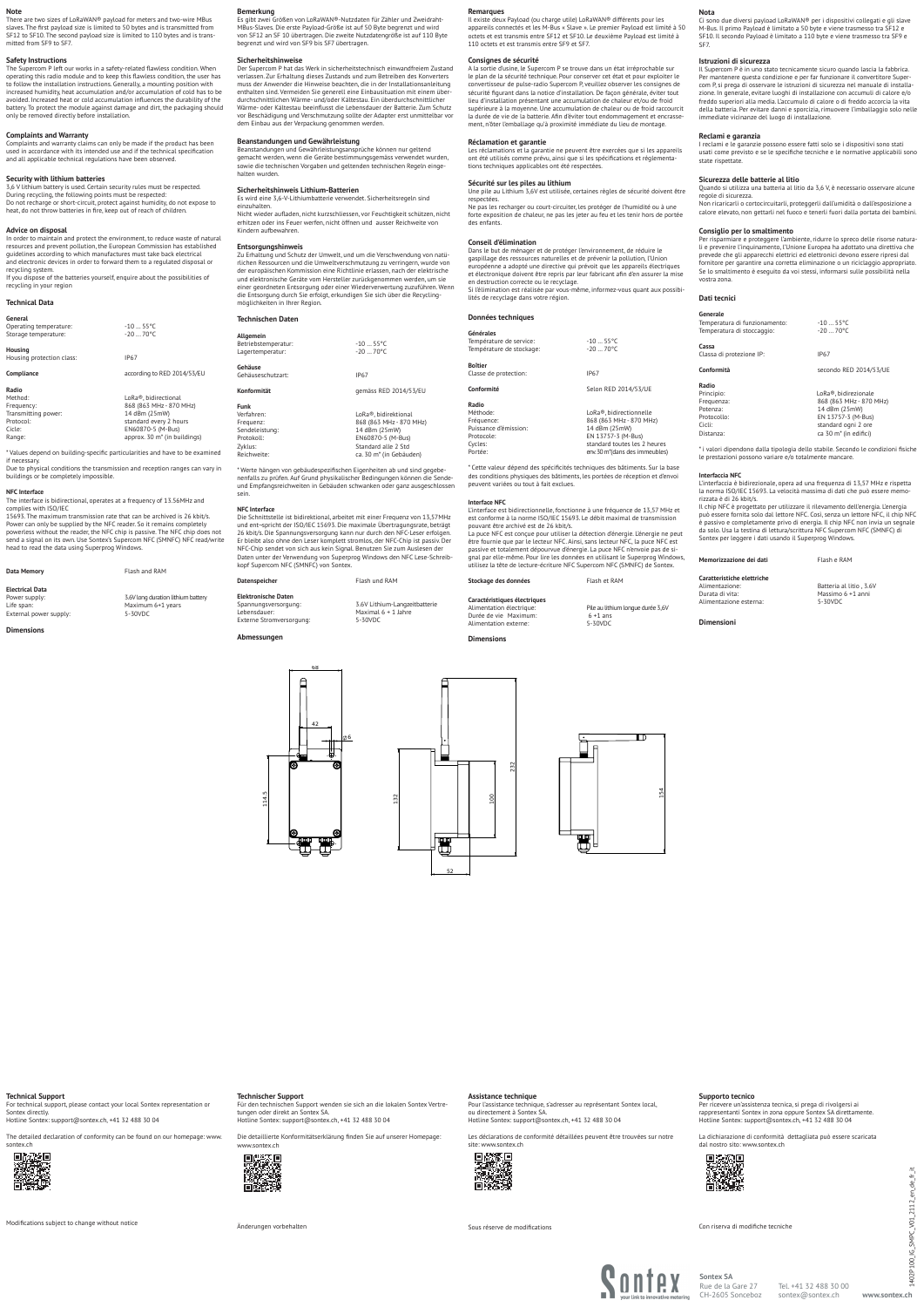## Note

There are two sizes of LoRaWAN® payload for meters and two-wire MBus slaves. The first payload size is limited to 50 bytes and is transmitted from SF12 to SF10. The second payload size is limited to 110 bytes and is transmitted from SF9 to SF7.

## Safety Instructions

The Supercom P left our works in a safety-related flawless condition. When operating this radio module and to keep this flawless condition, the user has to follow the installation instructions. Generally, a mounting position with increased humidity, heat accumulation and/or accumulation of cold has to be avoided. Increased heat or cold accumulation influences the durability of the battery. To protect the module against damage and dirt, the packaging should only be removed directly before installation.

## Complaints and Warranty

Complaints and warranty claims can only be made if the product has been used in accordance with its intended use and if the technical specification and all applicable technical regulations have been observed.

## Security with lithium batteries

3,6 V lithium battery is used. Certain security rules must be respected. During recycling, the following points must be respected:
Do not recharge or short-circuit, protect against humidity, do not expose to heat, do not throw batteries in fire, keep out of reach of children.

## Advice on disposal

In order to maintain and protect the environment, to reduce waste of natural resources and prevent pollution, the European Commission has established guidelines according to which manufactures must take back electrical and electronic devices in order to forward them to a regulated disposal or recycling system.
If you dispose of the batteries yourself, enquire about the possibilities of recycling in your region

## Technical Data

| | |
|---|---|
| **General** | |
| Operating temperature: | -10 … 55°C |
| Storage temperature: | -20 … 70°C |
| **Housing** | |
| Housing protection class: | IP67 |
| **Compliance** | according to RED 2014/53/EU |
| **Radio** | |
| Method: | LoRa®, bidirectional |
| Frequency: | 868 (863 MHz - 870 MHz) |
| Transmitting power: | 14 dBm (25mW) |
| Protocol: | standard every 2 hours |
| Cicle: | EN60870-5 (M-Bus) |
| Range: | approx. 30 m* (in buildings) |

* Values depend on building-specific particularities and have to be examined if necessary.
Due to physical conditions the transmission and reception ranges can vary in buildings or be completely impossible.

**NFC Interface**
The interface is bidirectional, operates at a frequency of 13.56MHz and complies with ISO/IEC 15693. The maximum transmission rate that can be archived is 26 kbit/s. Power can only be supplied by the NFC reader. So it remains completely powerless without the reader, the NFC chip is passive. The NFC chip does not send a signal on its own. Use Sontex's Supercom NFC (SMNFC) NFC read/write head to read the data using Superprog Windows.

| | |
|---|---|
| **Data Memory** | Flash and RAM |
| **Electrical Data** | |
| Power supply: | 3.6V long duration lithium battery |
| Life span: | Maximum 6+1 years |
| External power supply: | 5-30VDC |

**Dimensions**

68
42
ø6
114.5
132
100
232
52
154

## Technical Support

For technical support, please contact your local Sontex representation or Sontex directly.
Hotline Sontex: support@sontex.ch, +41 32 488 30 04

The detailed declaration of conformity can be found on our homepage: www.sontex.ch

Modifications subject to change without notice

## Bemerkung

Es gibt zwei Größen von LoRaWAN®-Nutzdaten für Zähler und Zweidraht-MBus-Slaves. Die erste Payload-Größe ist auf 50 Byte begrenzt und wird von SF12 an SF 10 übertragen. Die zweite Nutzdatengröße ist auf 110 Byte begrenzt und wird von SF9 bis SF7 übertragen.

## Sicherheitshinweise

Der Supercom P hat das Werk in sicherheitstechnisch einwandfreiem Zustand verlassen. Zur Erhaltung dieses Zustands und zum Betreiben des Konverters muss der Anwender die Hinweise beachten, die in der Installationsanleitung enthalten sind. Vermeiden Sie generell eine Einbausituation mit einem überdurchschnittlichen Wärme- und/oder Kältestau. Ein überdurchschnittlicher Wärme- oder Kältestau beeinflusst die Lebensdauer der Batterie. Zum Schutz vor Beschädigung und Verschmutzung sollte der Adapter erst unmittelbar vor dem Einbau aus der Verpackung genommen werden.

## Beanstandungen und Gewährleistung

Beanstandungen und Gewährleistungsansprüche können nur geltend gemacht werden, wenn die Geräte bestimmungsgemäss verwendet wurden, sowie die technischen Vorgaben und geltenden technischen Regeln eingehalten wurden.

## Sicherheitshinweis Lithium-Batterien

Es wird eine 3,6-V-Lithiumbatterie verwendet. Sicherheitsregeln sind einzuhalten.
Nicht wieder aufladen, nicht kurzschliessen, vor Feuchtigkeit schützen, nicht erhitzen oder ins Feuer werfen, nicht öffnen und ausser Reichweite von Kindern aufbewahren.

## Entsorgungshinweis

Zu Erhaltung und Schutz der Umwelt, und um die Verschwendung von natürlichen Ressourcen und die Umweltverschmutzung zu verringern, wurde von der europäischen Kommission eine Richtlinie erlassen, nach der elektrische und elektronische Geräte vom Hersteller zurückgenommen werden, um sie einer geordneten Entsorgung oder einer Wiederverwertung zuzuführen. Wenn die Entsorgung durch Sie erfolgt, erkundigen Sie sich über die Recycling-möglichkeiten in Ihrer Region.

## Technischen Daten

| | |
|---|---|
| **Allgemein** | |
| Betriebstemperatur: | -10 … 55°C |
| Lagertemperatur: | -20 … 70°C |
| **Gehäuse** | |
| Gehäuseschutzart: | IP67 |
| **Konformität** | gemäss RED 2014/53/EU |
| **Funk** | |
| Verfahren: | LoRa®, bidirektional |
| Frequenz: | 868 (863 MHz - 870 MHz) |
| Sendeleistung: | 14 dBm (25mW) |
| Protokoll: | EN60870-5 (M-Bus) |
| Zyklus: | Standard alle 2 Std |
| Reichweite: | ca. 30 m* (in Gebäuden) |

* Werte hängen von gebäudespezifischen Eigenheiten ab und sind gegebenenfalls zu prüfen. Auf Grund physikalischer Bedingungen können die Sende- und Empfangsreichweiten in Gebäuden schwanken oder ganz ausgeschlossen sein.

**NFC Interface**
Die Schnittstelle ist bidirektional, arbeitet mit einer Frequenz von 13,57MHz und ent¬spricht der ISO/IEC 15693. Die maximale Übertragungsrate, beträgt 26 kbit/s. Die Spannungsversorgung kann nur durch den NFC-Leser erfolgen. Er bleibt also ohne den Leser komplett stromlos, der NFC-Chip ist passiv. Der NFC-Chip sendet von sich aus kein Signal. Benutzen Sie zum Auslesen der Daten unter der Verwendung von Superprog Windows den NFC Lese-Schreibkopf Supercom NFC (SMNFC) von Sontex.

| | |
|---|---|
| **Datenspeicher** | Flash and RAM |
| **Elektronische Daten** | |
| Spannungsversorgung: | 3.6V Lithium-Langzeitbatterie |
| Lebensdauer: | Maximal 6 + 1 Jahre |
| Externe Stromversorgung: | 5-30VDC |

**Abmessungen**

## Technischer Support

Für den technischen Support wenden sie sich an die lokalen Sontex Vertretungen oder direkt an Sontex SA.
Hotline Sontex: support@sontex.ch, +41 32 488 30 04

Die detaillierte Konformitätserklärung finden Sie auf unserer Homepage: www.sontex.ch

Änderungen vorbehalten

## Remarques

Il existe deux Payload (ou charge utile) LoRaWAN® différents pour les appareils connectés et les M-Bus « Slave ». Le premier Payload est limité à 50 octets et est transmis entre SF12 et SF10. Le deuxième Payload est limité à 110 octets et est transmis entre SF9 et SF7.

## Consignes de sécurité

A la sortie d'usine, le Supercom P se trouve dans un état irréprochable sur le plan de la sécurité technique. Pour conserver cet état et pour exploiter le convertisseur de pulse-radio Supercom P, veuillez observer les consignes de sécurité figurant dans la notice d'installation. De façon générale, éviter tout lieu d'installation présentant une accumulation de chaleur et/ou de froid supérieure à la moyenne. Une accumulation de chaleur ou de froid raccourcit la durée de vie de la batterie. Afin d'éviter tout endommagement et encrassement, n'ôter l'emballage qu'à proximité immédiate du lieu de montage.

## Réclamation et garantie

Les réclamations et la garantie ne peuvent être exercées que si les appareils ont été utilisés comme prévu, ainsi que si les spécifications et réglementations techniques applicables ont été respectées.

## Sécurité sur les piles au lithium

Une pile au Lithium 3,6V est utilisée, certaines règles de sécurité doivent être respectées.
Ne pas les recharger ou court-circuiter, les protéger de l'humidité ou à une forte exposition de chaleur, ne pas les jeter au feu et les tenir hors de portée des enfants.

## Conseil d'élimination

Dans le but de ménager et de protéger l'environnement, de réduire le gaspillage des ressources naturelles et de prévenir la pollution, l'Union européenne a adopté une directive qui prévoit que les appareils électriques et électronique doivent être repris par leur fabricant afin d'en assurer la mise en destruction correcte ou le recyclage.
Si l'élimination est réalisée par vous-même, informez-vous quant aux possibilités de recyclage dans votre région.

## Données techniques

| | |
|---|---|
| **Générales** | |
| Température de service: | -10 … 55°C |
| Température de stockage: | -20 … 70°C |
| **Boîtier** | |
| Classe de protection: | IP67 |
| **Conformité** | Selon RED 2014/53/UE |
| **Radio** | |
| Méthode: | LoRa®, bidirectionnelle |
| Fréquence: | 868 (863 MHz - 870 MHz) |
| Puissance d'émission: | 14 dBm (25mW) |
| Protocole: | EN 13757-3 (M-Bus) |
| Cycles: | standard toutes les 2 heures |
| Portée: | env. 30 m*(dans des immeubles) |

* Cette valeur dépend des spécificités techniques des bâtiments. Sur la base des conditions physiques des bâtiments, les portées de réception et d'envoi peuvent variées ou tout à fait exclues.

**Interface NFC**
L'interface est bidirectionnelle, fonctionne à une fréquence de 13,57 MHz et est conforme à la norme ISO/IEC 15693. Le débit maximal de transmission pouvant être archivé est de 26 kbit/s.
La puce NFC est conçue pour utiliser la détection d'énergie. L'énergie ne peut être fournie que par le lecteur NFC. Ainsi, sans lecteur NFC, la puce NFC est passive et totalement dépourvue d'énergie. La puce NFC n'envoie pas de signal par elle-même. Pour lire les données en utilisant le Superprog Windows, utilisez la tête de lecture-écriture NFC Supercom NFC (SMNFC) de Sontex.

| | |
|---|---|
| **Stockage des données** | Flash et RAM |
| **Caractéristiques électriques** | |
| Alimentation électrique: | Pile au lithium longue durée 3,6V |
| Durée de vie Maximum: | 6 +1 ans |
| Alimentation externe: | 5-30VDC |

**Dimensions**

## Assistance technique

Pour l'assistance technique, s'adresser au représentant Sontex local, ou directement à Sontex SA.
Hotline Sontex: support@sontex.ch, +41 32 488 30 04

Les déclarations de conformité détaillées peuvent être trouvées sur notre site: www.sontex.ch

Sous réserve de modifications

## Nota

Ci sono due diversi payload LoRaWAN® per i dispositivi collegati e gli slave M-Bus. Il primo Payload è limitato a 50 byte e viene trasmesso tra SF12 e SF10. Il secondo Payload è limitato a 110 byte e viene trasmesso tra SF9 e SF7.

## Istruzioni di sicurezza

Il Supercom P è in uno stato tecnicamente sicuro quando lascia la fabbrica. Per mantenere questa condizione e per far funzionare il convertitore Supercom P, si prega di osservare le istruzioni di sicurezza nel manuale di installazione. In generale, evitare luoghi di installazione con accumuli di calore e/o freddo superiori alla media. L'accumulo di calore o di freddo accorcia la vita della batteria. Per evitare danni e sporcizia, rimuovere l'imballaggio solo nelle immediate vicinanze del luogo di installazione.

## Reclami e garanzia

I reclami e le garanzie possono essere fatti solo se i dispositivi sono stati usati come previsto e se le specifiche tecniche e le normative applicabili sono state rispettate.

## Sicurezza delle batterie al litio

Quando si utilizza una batteria al litio da 3,6 V, è necessario osservare alcune regole di sicurezza.
Non ricaricarli o cortocircuitarli, proteggerli dall'umidità o dall'esposizione a calore elevato, non gettarli nel fuoco e tenerli fuori dalla portata dei bambini.

## Consiglio per lo smaltimento

Per risparmiare e proteggere l'ambiente, ridurre lo spreco delle risorse naturali e prevenire l'inquinamento, l'Unione Europea ha adottato una direttiva che prevede che gli apparecchi elettrici ed elettronici devono essere ripresi dal fornitore per garantire una corretta eliminazione o un riciclaggio appropriato. Se lo smaltimento è eseguito da voi stessi, informarsi sulle possibilità nella vostra zona.

## Dati tecnici

| | |
|---|---|
| **Generale** | |
| Temperatura di funzionamento: | -10 … 55°C |
| Temperatura di stoccaggio: | -20 … 70°C |
| **Cassa** | |
| Classa di protezione IP: | IP67 |
| **Conformità** | secondo RED 2014/53/UE |
| **Radio** | |
| Principio: | LoRa®, bidirezionale |
| Frequenza: | 868 (863 MHz - 870 MHz) |
| Potenza: | 14 dBm (25mW) |
| Protocollo: | EN 13757-3 (M-Bus) |
| Cicli: | standard ogni 2 ore |
| Distanza: | ca 30 m* (in edifici) |

* i valori dipendono dalla tipologia dello stabile. Secondo le condizioni fisiche le prestazioni possono variare e/o totalmente mancare.

**Interfaccia NFC**
L'interfaccia è bidirezionale, opera ad una frequenza di 13,57 MHz e rispetta la norma ISO/IEC 15693. La velocità massima di dati che può essere memorizzata è di 26 kbit/s.
Il chip NFC è progettato per utilizzare il rilevamento dell'energia. L'energia può essere fornita solo dal lettore NFC. Così, senza un lettore NFC, il chip NFC è passivo e completamente privo di energia. Il chip NFC non invia un segnale da solo. Usa la testina di lettura/scrittura NFC Supercom NFC (SMNFC) di Sontex per leggere i dati usando il Superprog Windows.

| | |
|---|---|
| **Memorizzazione dei dati** | Flash e RAM |
| **Caratteristiche elettriche** | |
| Alimentazione: | Batteria al litio , 3.6V |
| Durata di vita: | Massimo 6 +1 anni |
| Alimentazione esterna: | 5-30VDC |

**Dimensioni**

## Supporto tecnico

Per ricevere un'assistenza tecnica, si prega di rivolgersi ai rappresentanti Sontex in zona oppure Sontex SA direttamente.
Hotline Sontex: support@sontex.ch, +41 32 488 30 04

La dichiarazione di conformità dettagliata può essere scaricata dal nostro sito: www.sontex.ch

Con riserva di modifiche tecniche

Sontex — your link to innovative metering

**Sontex SA**
Rue de la Gare 27
CH-2605 Sonceboz
Tel. +41 32 488 30 00
sontex@sontex.ch
**www.sontex.ch**

1402P100_IS_SMPK_V01_2112_en_de_fr_it